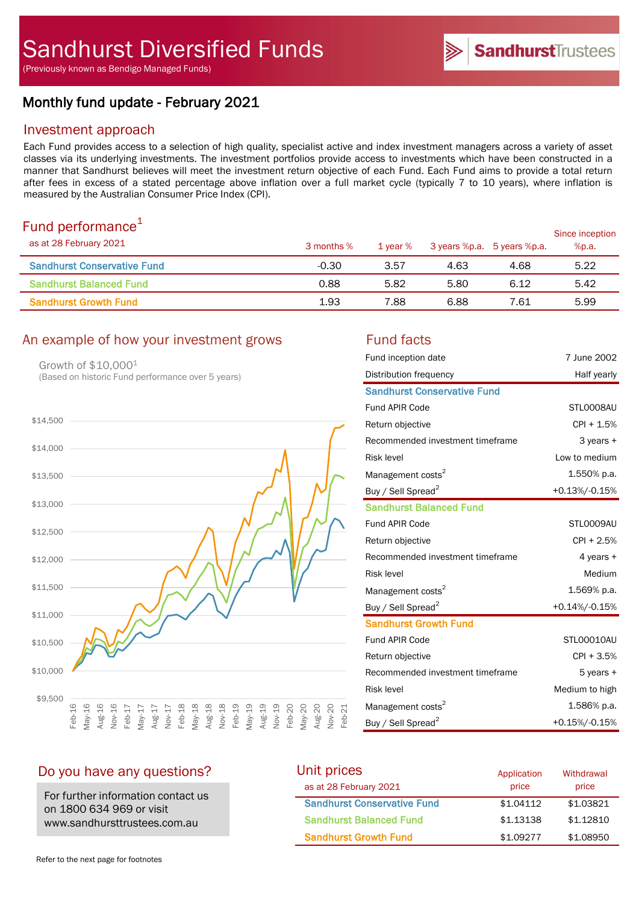# Sandhurst Diversified Funds

(Previously known as Bendigo Managed Funds)

SandhurstTrustees

## Monthly fund update - February 2021

### Investment approach

Each Fund provides access to a selection of high quality, specialist active and index investment managers across a variety of asset classes via its underlying investments. The investment portfolios provide access to investments which have been constructed in a manner that Sandhurst believes will meet the investment return objective of each Fund. Each Fund aims to provide a total return after fees in excess of a stated percentage above inflation over a full market cycle (typically 7 to 10 years), where inflation is measured by the Australian Consumer Price Index (CPI).

### Fund performance[1]

as at 28 February 2021

| | 3 months % | 1 year % | 3 years %p.a. | 5 years %p.a. | Since inception %p.a. |
|---|---|---|---|---|---|
| Sandhurst Conservative Fund | -0.30 | 3.57 | 4.63 | 4.68 | 5.22 |
| Sandhurst Balanced Fund | 0.88 | 5.82 | 5.80 | 6.12 | 5.42 |
| Sandhurst Growth Fund | 1.93 | 7.88 | 6.88 | 7.61 | 5.99 |

### An example of how your investment grows

Growth of $10,000[1]
(Based on historic Fund performance over 5 years)

$14,500
$14,000
$13,500
$13,000
$12,500
$12,000
$11,500
$11,000
$10,500
$10,000
$9,500

Feb-16 May-16 Aug-16 Nov-16 Feb-17 May-17 Aug-17 Nov-17 Feb-18 May-18 Aug-18 Nov-18 Feb-19 May-19 Aug-19 Nov-19 Feb-20 May-20 Aug-20 Nov-20 Feb-21

### Fund facts

| | |
|---|---|
| Fund inception date | 7 June 2002 |
| Distribution frequency | Half yearly |
| **Sandhurst Conservative Fund** | |
| Fund APIR Code | STL0008AU |
| Return objective | CPI + 1.5% |
| Recommended investment timeframe | 3 years + |
| Risk level | Low to medium |
| Management costs[2] | 1.550% p.a. |
| Buy / Sell Spread[2] | +0.13%/-0.15% |
| **Sandhurst Balanced Fund** | |
| Fund APIR Code | STL0009AU |
| Return objective | CPI + 2.5% |
| Recommended investment timeframe | 4 years + |
| Risk level | Medium |
| Management costs[2] | 1.569% p.a. |
| Buy / Sell Spread[2] | +0.14%/-0.15% |
| **Sandhurst Growth Fund** | |
| Fund APIR Code | STL00010AU |
| Return objective | CPI + 3.5% |
| Recommended investment timeframe | 5 years + |
| Risk level | Medium to high |
| Management costs[2] | 1.586% p.a. |
| Buy / Sell Spread[2] | +0.15%/-0.15% |

### Do you have any questions?

For further information contact us on 1800 634 969 or visit www.sandhursttrustees.com.au

### Unit prices

as at 28 February 2021

| | Application price | Withdrawal price |
|---|---|---|
| Sandhurst Conservative Fund | $1.04112 | $1.03821 |
| Sandhurst Balanced Fund | $1.13138 | $1.12810 |
| Sandhurst Growth Fund | $1.09277 | $1.08950 |

Refer to the next page for footnotes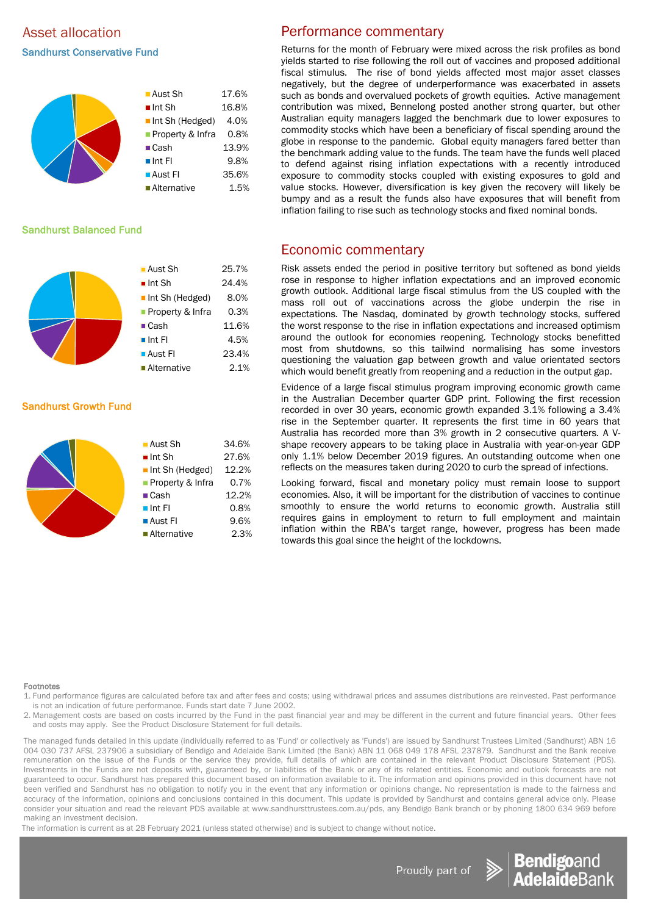## Asset allocation

### Sandhurst Conservative Fund

Aust Sh 17.6%
Int Sh 16.8%
Int Sh (Hedged) 4.0%
Property & Infra 0.8%
Cash 13.9%
Int FI 9.8%
Aust FI 35.6%
Alternative 1.5%

### Sandhurst Balanced Fund

Aust Sh 25.7%
Int Sh 24.4%
Int Sh (Hedged) 8.0%
Property & Infra 0.3%
Cash 11.6%
Int FI 4.5%
Aust FI 23.4%
Alternative 2.1%

### Sandhurst Growth Fund

Aust Sh 34.6%
Int Sh 27.6%
Int Sh (Hedged) 12.2%
Property & Infra 0.7%
Cash 12.2%
Int FI 0.8%
Aust FI 9.6%
Alternative 2.3%

## Performance commentary

Returns for the month of February were mixed across the risk profiles as bond yields started to rise following the roll out of vaccines and proposed additional fiscal stimulus. The rise of bond yields affected most major asset classes negatively, but the degree of underperformance was exacerbated in assets such as bonds and overvalued pockets of growth equities. Active management contribution was mixed, Bennelong posted another strong quarter, but other Australian equity managers lagged the benchmark due to lower exposures to commodity stocks which have been a beneficiary of fiscal spending around the globe in response to the pandemic. Global equity managers fared better than the benchmark adding value to the funds. The team have the funds well placed to defend against rising inflation expectations with a recently introduced exposure to commodity stocks coupled with existing exposures to gold and value stocks. However, diversification is key given the recovery will likely be bumpy and as a result the funds also have exposures that will benefit from inflation failing to rise such as technology stocks and fixed nominal bonds.

## Economic commentary

Risk assets ended the period in positive territory but softened as bond yields rose in response to higher inflation expectations and an improved economic growth outlook. Additional large fiscal stimulus from the US coupled with the mass roll out of vaccinations across the globe underpin the rise in expectations. The Nasdaq, dominated by growth technology stocks, suffered the worst response to the rise in inflation expectations and increased optimism around the outlook for economies reopening. Technology stocks benefitted most from shutdowns, so this tailwind normalising has some investors questioning the valuation gap between growth and value orientated sectors which would benefit greatly from reopening and a reduction in the output gap.

Evidence of a large fiscal stimulus program improving economic growth came in the Australian December quarter GDP print. Following the first recession recorded in over 30 years, economic growth expanded 3.1% following a 3.4% rise in the September quarter. It represents the first time in 60 years that Australia has recorded more than 3% growth in 2 consecutive quarters. A V-shape recovery appears to be taking place in Australia with year-on-year GDP only 1.1% below December 2019 figures. An outstanding outcome when one reflects on the measures taken during 2020 to curb the spread of infections.

Looking forward, fiscal and monetary policy must remain loose to support economies. Also, it will be important for the distribution of vaccines to continue smoothly to ensure the world returns to economic growth. Australia still requires gains in employment to return to full employment and maintain inflation within the RBA's target range, however, progress has been made towards this goal since the height of the lockdowns.

**Footnotes**

1. Fund performance figures are calculated before tax and after fees and costs; using withdrawal prices and assumes distributions are reinvested. Past performance is not an indication of future performance. Funds start date 7 June 2002.
2. Management costs are based on costs incurred by the Fund in the past financial year and may be different in the current and future financial years. Other fees and costs may apply. See the Product Disclosure Statement for full details.

The managed funds detailed in this update (individually referred to as 'Fund' or collectively as 'Funds') are issued by Sandhurst Trustees Limited (Sandhurst) ABN 16 004 030 737 AFSL 237906 a subsidiary of Bendigo and Adelaide Bank Limited (the Bank) ABN 11 068 049 178 AFSL 237879. Sandhurst and the Bank receive remuneration on the issue of the Funds or the service they provide, full details of which are contained in the relevant Product Disclosure Statement (PDS). Investments in the Funds are not deposits with, guaranteed by, or liabilities of the Bank or any of its related entities. Economic and outlook forecasts are not guaranteed to occur. Sandhurst has prepared this document based on information available to it. The information and opinions provided in this document have not been verified and Sandhurst has no obligation to notify you in the event that any information or opinions change. No representation is made to the fairness and accuracy of the information, opinions and conclusions contained in this document. This update is provided by Sandhurst and contains general advice only. Please consider your situation and read the relevant PDS available at www.sandhursttrustees.com.au/pds, any Bendigo Bank branch or by phoning 1800 634 969 before making an investment decision.

The information is current as at 28 February 2021 (unless stated otherwise) and is subject to change without notice.

Proudly part of Bendigo and Adelaide Bank